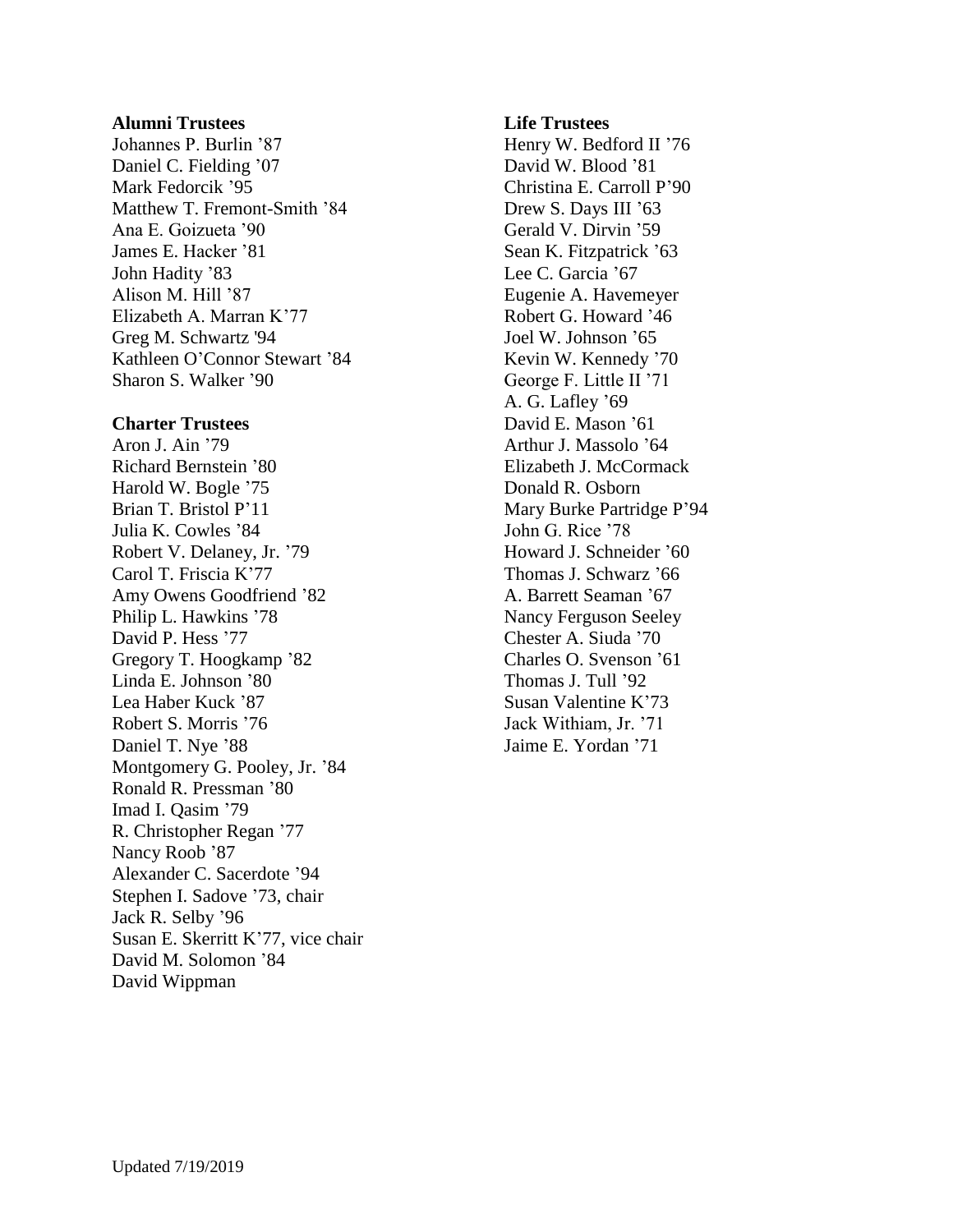**Alumni Trustees**

Johannes P. Burlin ’87
Daniel C. Fielding ’07
Mark Fedorcik ’95
Matthew T. Fremont-Smith ’84
Ana E. Goizueta ’90
James E. Hacker ’81
John Hadity ’83
Alison M. Hill ’87
Elizabeth A. Marran K’77
Greg M. Schwartz '94
Kathleen O’Connor Stewart ’84
Sharon S. Walker ’90

**Charter Trustees**

Aron J. Ain ’79
Richard Bernstein ’80
Harold W. Bogle ’75
Brian T. Bristol P’11
Julia K. Cowles ’84
Robert V. Delaney, Jr. ’79
Carol T. Friscia K’77
Amy Owens Goodfriend ’82
Philip L. Hawkins ’78
David P. Hess ’77
Gregory T. Hoogkamp ’82
Linda E. Johnson ’80
Lea Haber Kuck ’87
Robert S. Morris ’76
Daniel T. Nye ’88
Montgomery G. Pooley, Jr. ’84
Ronald R. Pressman ’80
Imad I. Qasim ’79
R. Christopher Regan ’77
Nancy Roob ’87
Alexander C. Sacerdote ’94
Stephen I. Sadove ’73, chair
Jack R. Selby ’96
Susan E. Skerritt K’77, vice chair
David M. Solomon ’84
David Wippman

**Life Trustees**

Henry W. Bedford II ’76
David W. Blood ’81
Christina E. Carroll P’90
Drew S. Days III ’63
Gerald V. Dirvin ’59
Sean K. Fitzpatrick ’63
Lee C. Garcia ’67
Eugenie A. Havemeyer
Robert G. Howard ’46
Joel W. Johnson ’65
Kevin W. Kennedy ’70
George F. Little II ’71
A. G. Lafley ’69
David E. Mason ’61
Arthur J. Massolo ’64
Elizabeth J. McCormack
Donald R. Osborn
Mary Burke Partridge P’94
John G. Rice ’78
Howard J. Schneider ’60
Thomas J. Schwarz ’66
A. Barrett Seaman ’67
Nancy Ferguson Seeley
Chester A. Siuda ’70
Charles O. Svenson ’61
Thomas J. Tull ’92
Susan Valentine K’73
Jack Withiam, Jr. ’71
Jaime E. Yordan ’71

Updated 7/19/2019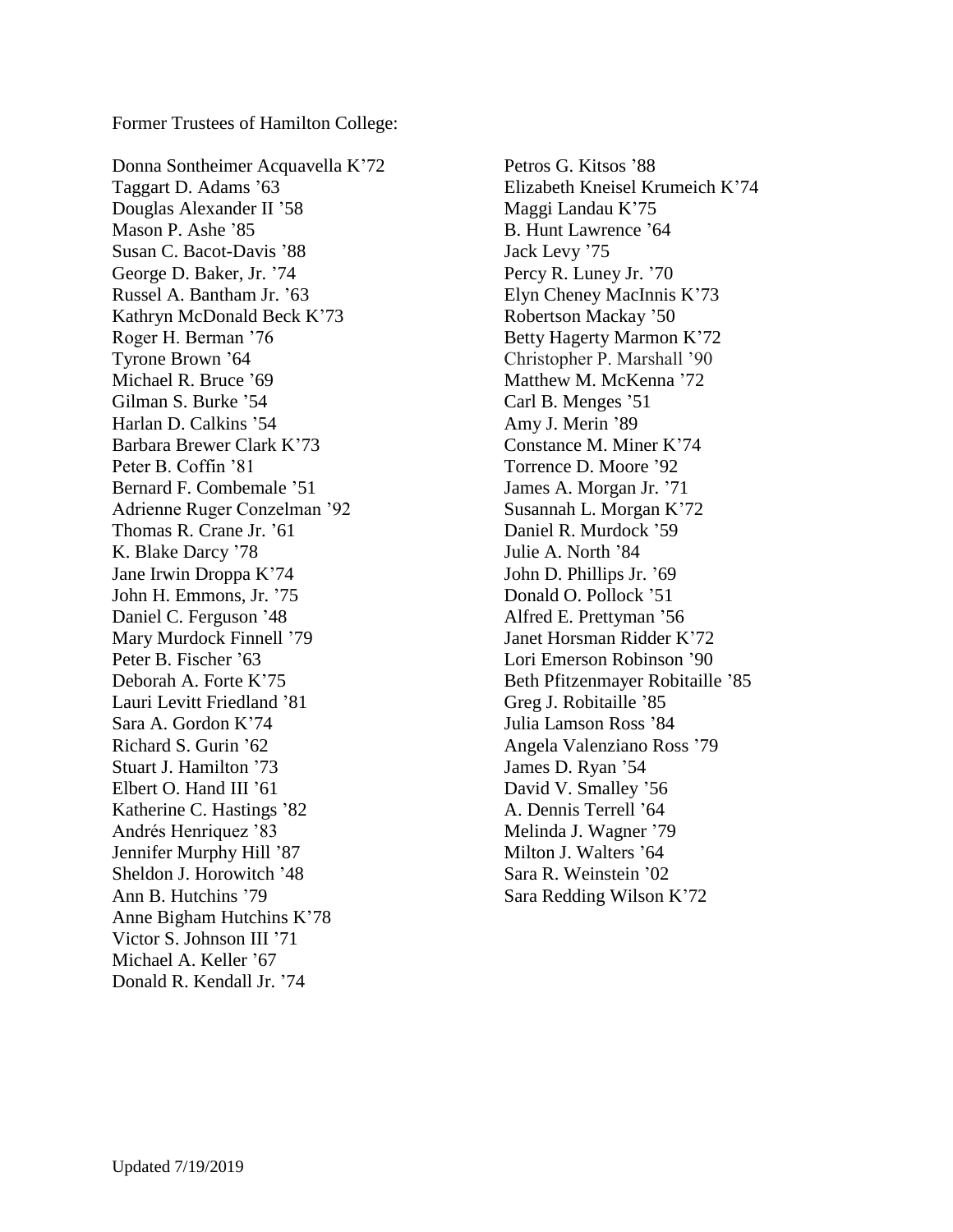Former Trustees of Hamilton College:

Donna Sontheimer Acquavella K'72
Taggart D. Adams '63
Douglas Alexander II '58
Mason P. Ashe '85
Susan C. Bacot-Davis '88
George D. Baker, Jr. '74
Russel A. Bantham Jr. '63
Kathryn McDonald Beck K'73
Roger H. Berman '76
Tyrone Brown '64
Michael R. Bruce '69
Gilman S. Burke '54
Harlan D. Calkins '54
Barbara Brewer Clark K'73
Peter B. Coffin '81
Bernard F. Combemale '51
Adrienne Ruger Conzelman '92
Thomas R. Crane Jr. '61
K. Blake Darcy '78
Jane Irwin Droppa K'74
John H. Emmons, Jr. '75
Daniel C. Ferguson '48
Mary Murdock Finnell '79
Peter B. Fischer '63
Deborah A. Forte K'75
Lauri Levitt Friedland '81
Sara A. Gordon K'74
Richard S. Gurin '62
Stuart J. Hamilton '73
Elbert O. Hand III '61
Katherine C. Hastings '82
Andrés Henriquez '83
Jennifer Murphy Hill '87
Sheldon J. Horowitch '48
Ann B. Hutchins '79
Anne Bigham Hutchins K'78
Victor S. Johnson III '71
Michael A. Keller '67
Donald R. Kendall Jr. '74
Petros G. Kitsos '88
Elizabeth Kneisel Krumeich K'74
Maggi Landau K'75
B. Hunt Lawrence '64
Jack Levy '75
Percy R. Luney Jr. '70
Elyn Cheney MacInnis K'73
Robertson Mackay '50
Betty Hagerty Marmon K'72
Christopher P. Marshall '90
Matthew M. McKenna '72
Carl B. Menges '51
Amy J. Merin '89
Constance M. Miner K'74
Torrence D. Moore '92
James A. Morgan Jr. '71
Susannah L. Morgan K'72
Daniel R. Murdock '59
Julie A. North '84
John D. Phillips Jr. '69
Donald O. Pollock '51
Alfred E. Prettyman '56
Janet Horsman Ridder K'72
Lori Emerson Robinson '90
Beth Pfitzenmayer Robitaille '85
Greg J. Robitaille '85
Julia Lamson Ross '84
Angela Valenziano Ross '79
James D. Ryan '54
David V. Smalley '56
A. Dennis Terrell '64
Melinda J. Wagner '79
Milton J. Walters '64
Sara R. Weinstein '02
Sara Redding Wilson K'72

Updated 7/19/2019